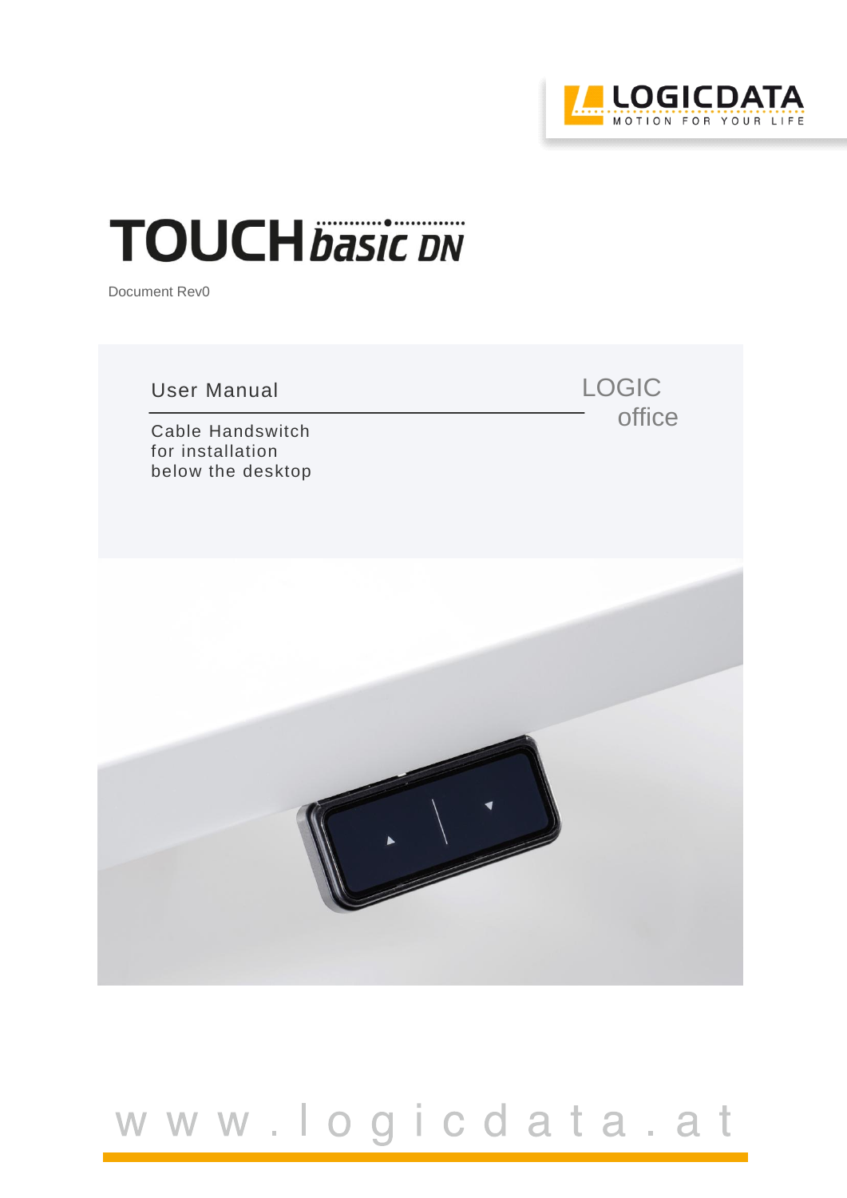LOGICDATA
MOTION FOR YOUR LIFE

# TOUCH basic DN

Document Rev0

## User Manual

Cable Handswitch
for installation
below the desktop

LOGIC
office

www.logicdata.at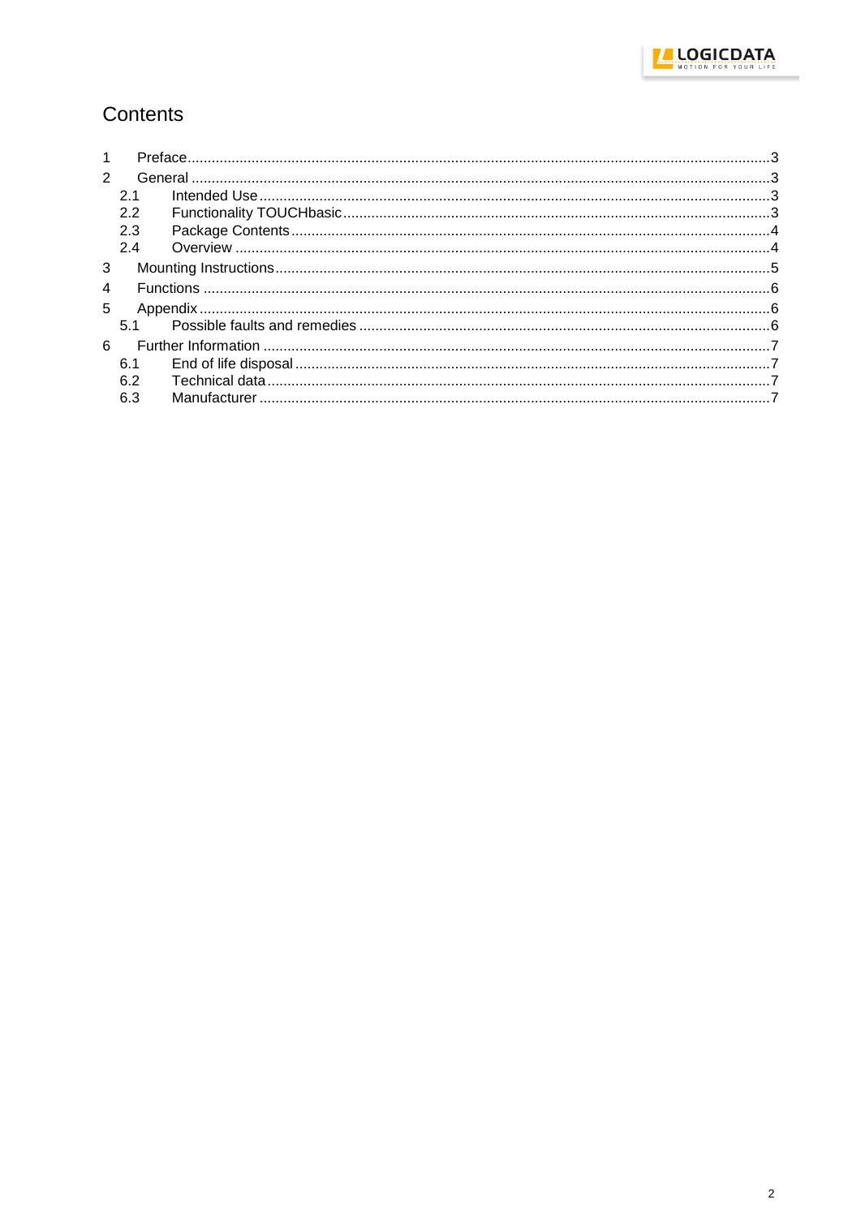# Contents

1 Preface ..... 3

2 General ..... 3

- 2.1 Intended Use ..... 3
- 2.2 Functionality TOUCHbasic ..... 3
- 2.3 Package Contents ..... 4
- 2.4 Overview ..... 4

3 Mounting Instructions ..... 5

4 Functions ..... 6

5 Appendix ..... 6

- 5.1 Possible faults and remedies ..... 6

6 Further Information ..... 7

- 6.1 End of life disposal ..... 7
- 6.2 Technical data ..... 7
- 6.3 Manufacturer ..... 7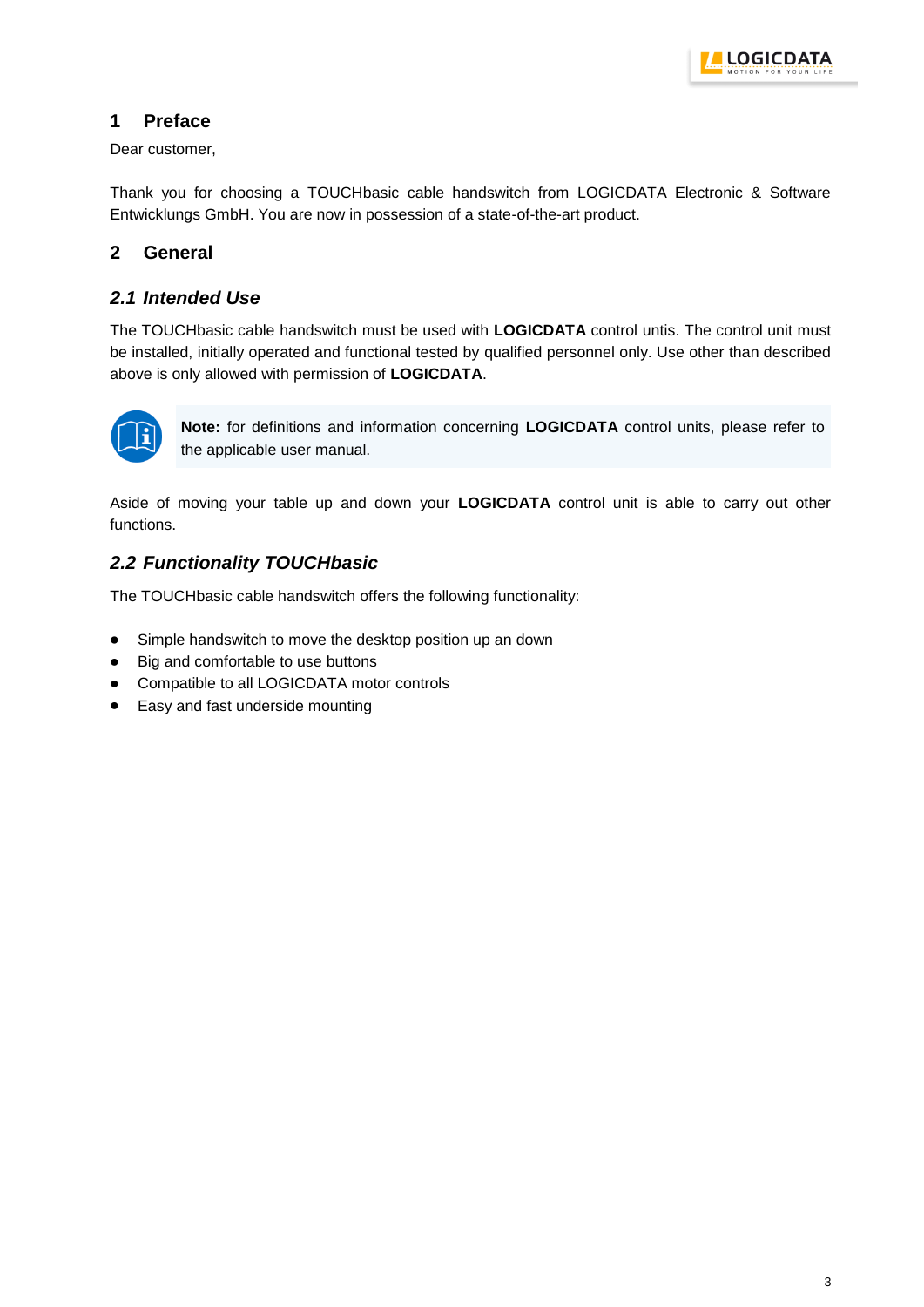# 1 Preface

Dear customer,

Thank you for choosing a TOUCHbasic cable handswitch from LOGICDATA Electronic & Software Entwicklungs GmbH. You are now in possession of a state-of-the-art product.

# 2 General

## *2.1 Intended Use*

The TOUCHbasic cable handswitch must be used with **LOGICDATA** control untis. The control unit must be installed, initially operated and functional tested by qualified personnel only. Use other than described above is only allowed with permission of **LOGICDATA**.

**Note:** for definitions and information concerning **LOGICDATA** control units, please refer to the applicable user manual.

Aside of moving your table up and down your **LOGICDATA** control unit is able to carry out other functions.

## *2.2 Functionality TOUCHbasic*

The TOUCHbasic cable handswitch offers the following functionality:

- Simple handswitch to move the desktop position up an down
- Big and comfortable to use buttons
- Compatible to all LOGICDATA motor controls
- Easy and fast underside mounting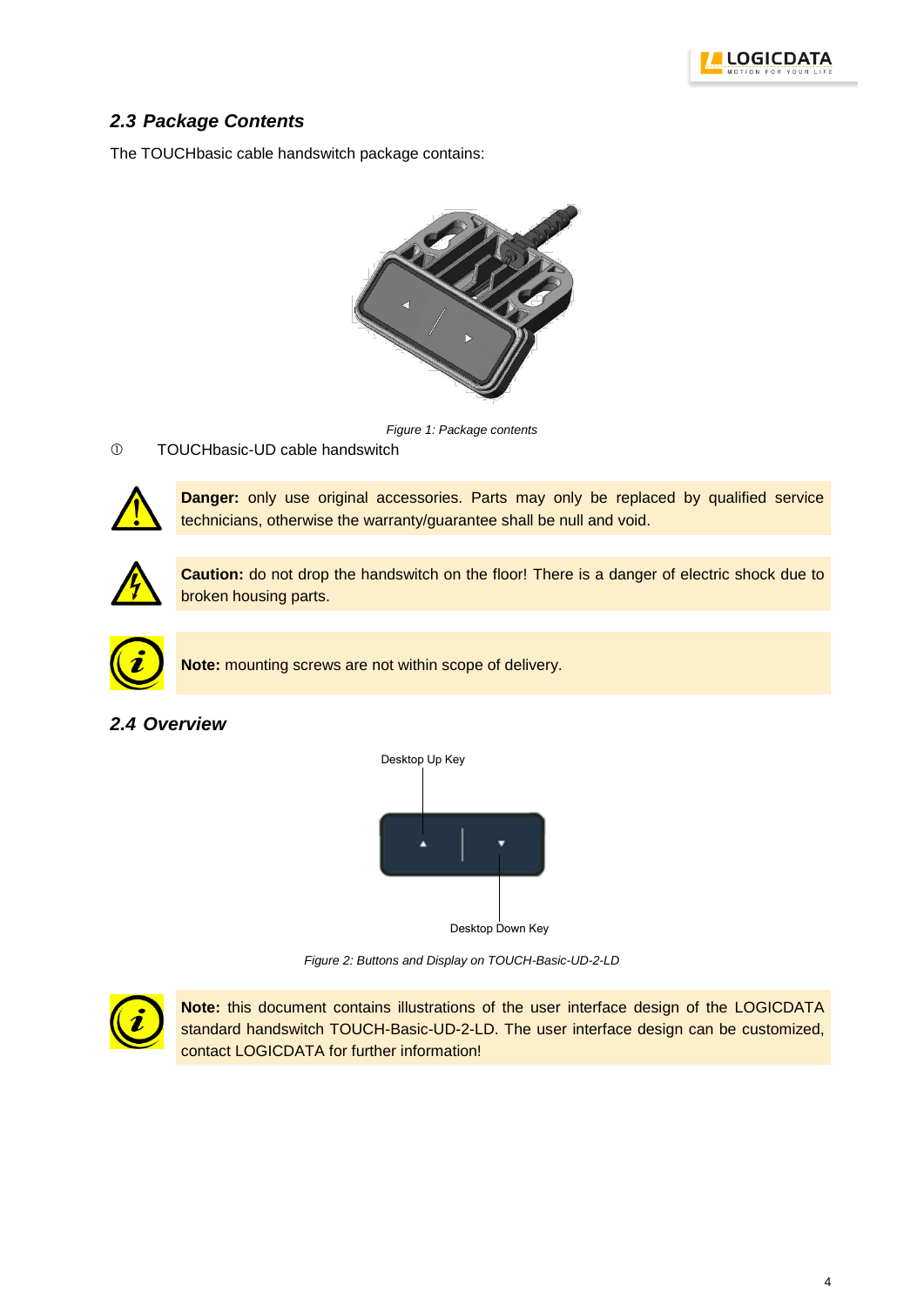## 2.3 Package Contents

The TOUCHbasic cable handswitch package contains:

*Figure 1: Package contents*

① TOUCHbasic-UD cable handswitch

**Danger:** only use original accessories. Parts may only be replaced by qualified service technicians, otherwise the warranty/guarantee shall be null and void.

**Caution:** do not drop the handswitch on the floor! There is a danger of electric shock due to broken housing parts.

**Note:** mounting screws are not within scope of delivery.

## 2.4 Overview

Desktop Up Key

Desktop Down Key

*Figure 2: Buttons and Display on TOUCH-Basic-UD-2-LD*

**Note:** this document contains illustrations of the user interface design of the LOGICDATA standard handswitch TOUCH-Basic-UD-2-LD. The user interface design can be customized, contact LOGICDATA for further information!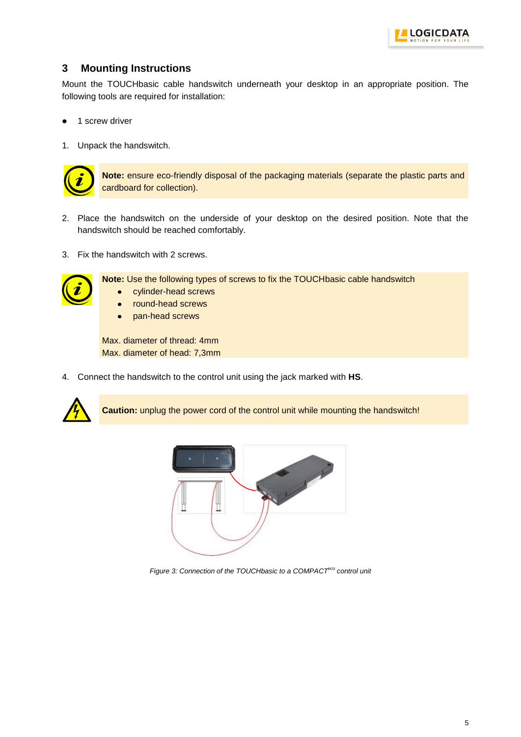## 3 Mounting Instructions

Mount the TOUCHbasic cable handswitch underneath your desktop in an appropriate position. The following tools are required for installation:

- 1 screw driver

1. Unpack the handswitch.

**Note:** ensure eco-friendly disposal of the packaging materials (separate the plastic parts and cardboard for collection).

2. Place the handswitch on the underside of your desktop on the desired position. Note that the handswitch should be reached comfortably.

3. Fix the handswitch with 2 screws.

**Note:** Use the following types of screws to fix the TOUCHbasic cable handswitch

- cylinder-head screws
- round-head screws
- pan-head screws

Max. diameter of thread: 4mm
Max. diameter of head: 7,3mm

4. Connect the handswitch to the control unit using the jack marked with **HS**.

**Caution:** unplug the power cord of the control unit while mounting the handswitch!

*Figure 3: Connection of the TOUCHbasic to a COMPACT[eco] control unit*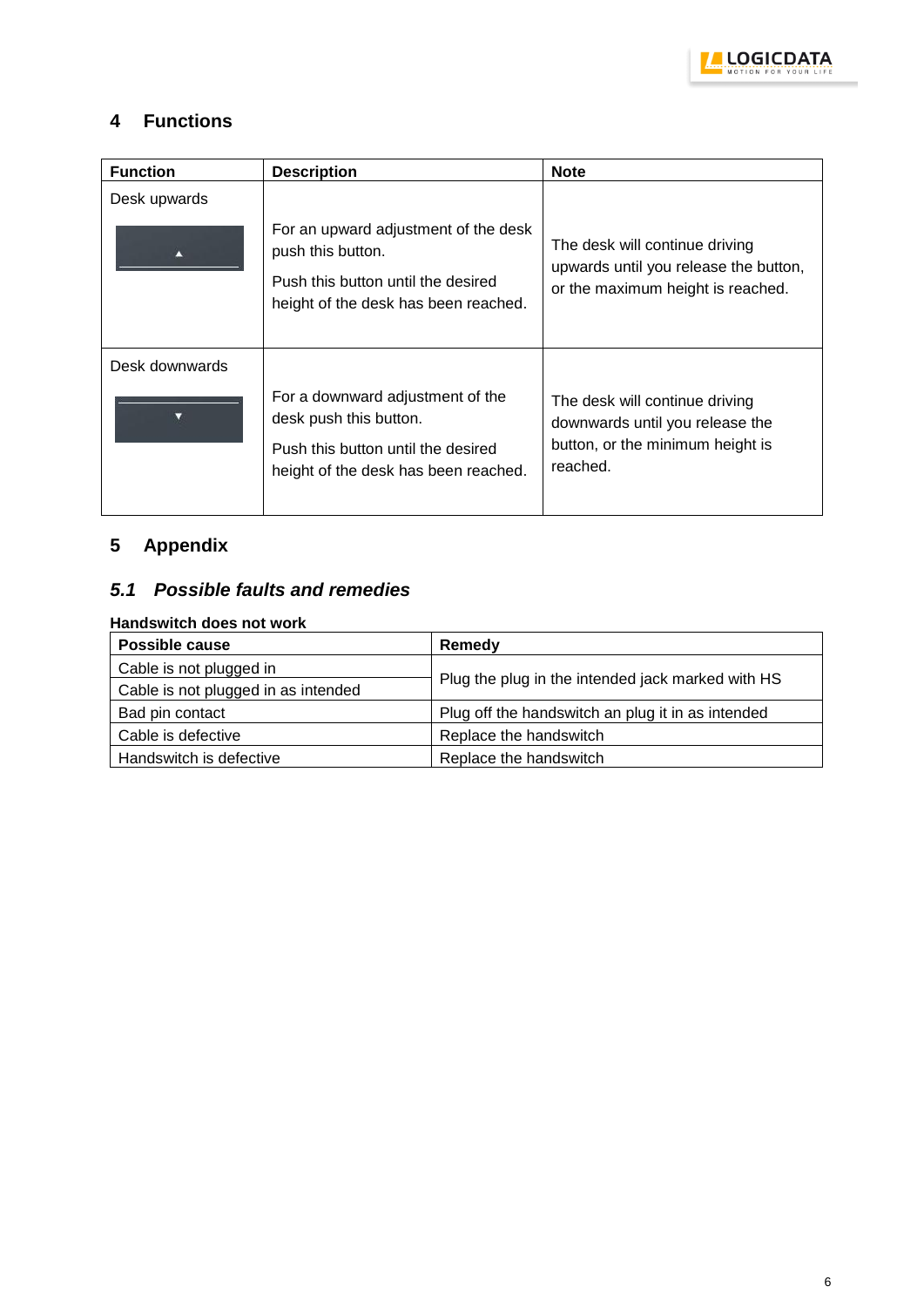# 4 Functions

| Function | Description | Note |
|---|---|---|
| Desk upwards | For an upward adjustment of the desk push this button. Push this button until the desired height of the desk has been reached. | The desk will continue driving upwards until you release the button, or the maximum height is reached. |
| Desk downwards | For a downward adjustment of the desk push this button. Push this button until the desired height of the desk has been reached. | The desk will continue driving downwards until you release the button, or the minimum height is reached. |

# 5 Appendix

## *5.1 Possible faults and remedies*

**Handswitch does not work**

| Possible cause | Remedy |
|---|---|
| Cable is not plugged in | Plug the plug in the intended jack marked with HS |
| Cable is not plugged in as intended | |
| Bad pin contact | Plug off the handswitch an plug it in as intended |
| Cable is defective | Replace the handswitch |
| Handswitch is defective | Replace the handswitch |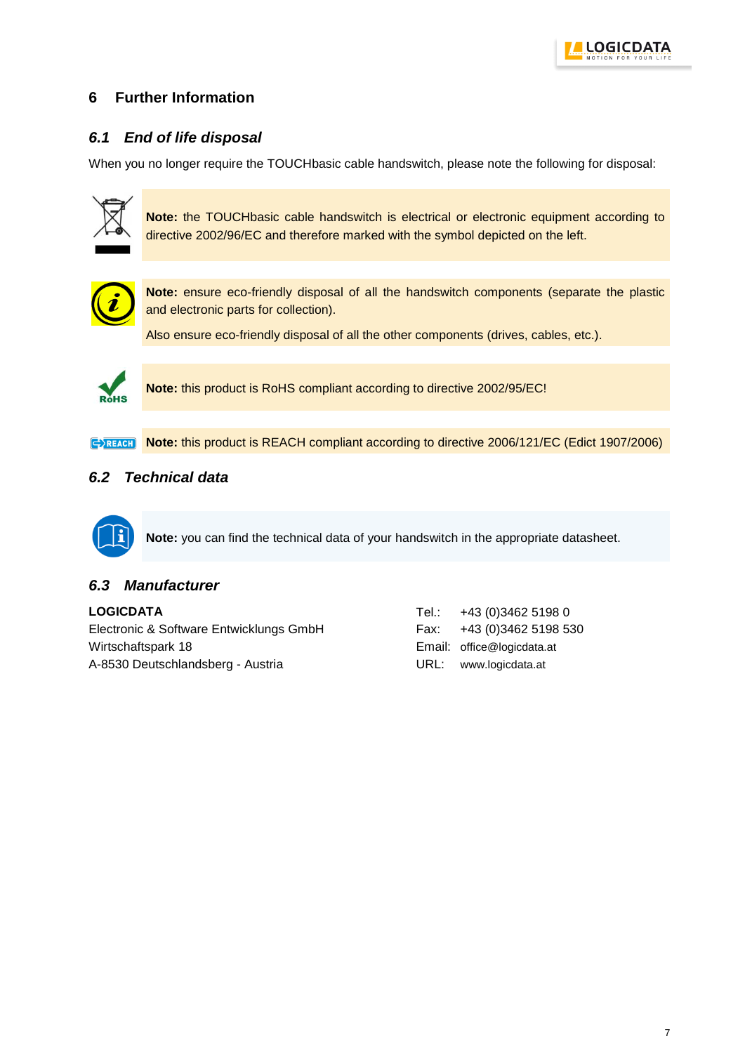## 6 Further Information

### 6.1 End of life disposal

When you no longer require the TOUCHbasic cable handswitch, please note the following for disposal:

**Note:** the TOUCHbasic cable handswitch is electrical or electronic equipment according to directive 2002/96/EC and therefore marked with the symbol depicted on the left.

**Note:** ensure eco-friendly disposal of all the handswitch components (separate the plastic and electronic parts for collection).

Also ensure eco-friendly disposal of all the other components (drives, cables, etc.).

**Note:** this product is RoHS compliant according to directive 2002/95/EC!

**Note:** this product is REACH compliant according to directive 2006/121/EC (Edict 1907/2006)

### 6.2 Technical data

**Note:** you can find the technical data of your handswitch in the appropriate datasheet.

### 6.3 Manufacturer

**LOGICDATA**
Electronic & Software Entwicklungs GmbH
Wirtschaftspark 18
A-8530 Deutschlandsberg - Austria

Tel.: +43 (0)3462 5198 0
Fax: +43 (0)3462 5198 530
Email: office@logicdata.at
URL: www.logicdata.at